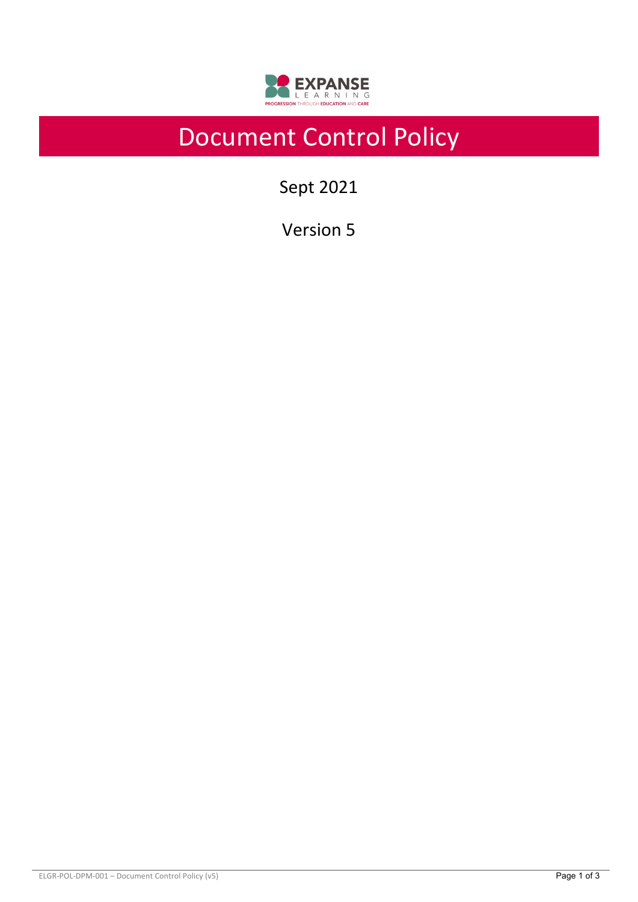# Document Control Policy

Sept 2021

Version 5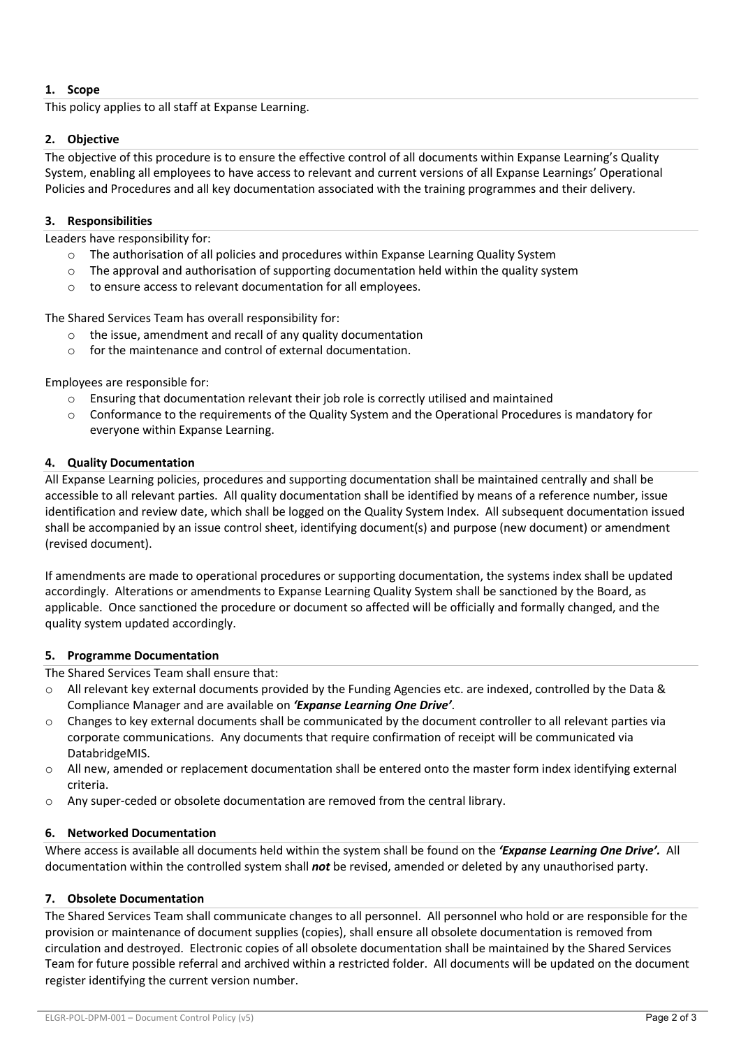## 1. Scope

This policy applies to all staff at Expanse Learning.

## 2. Objective

The objective of this procedure is to ensure the effective control of all documents within Expanse Learning's Quality System, enabling all employees to have access to relevant and current versions of all Expanse Learnings' Operational Policies and Procedures and all key documentation associated with the training programmes and their delivery.

## 3. Responsibilities

Leaders have responsibility for:

- The authorisation of all policies and procedures within Expanse Learning Quality System
- The approval and authorisation of supporting documentation held within the quality system
- to ensure access to relevant documentation for all employees.

The Shared Services Team has overall responsibility for:

- the issue, amendment and recall of any quality documentation
- for the maintenance and control of external documentation.

Employees are responsible for:

- Ensuring that documentation relevant their job role is correctly utilised and maintained
- Conformance to the requirements of the Quality System and the Operational Procedures is mandatory for everyone within Expanse Learning.

## 4. Quality Documentation

All Expanse Learning policies, procedures and supporting documentation shall be maintained centrally and shall be accessible to all relevant parties. All quality documentation shall be identified by means of a reference number, issue identification and review date, which shall be logged on the Quality System Index. All subsequent documentation issued shall be accompanied by an issue control sheet, identifying document(s) and purpose (new document) or amendment (revised document).

If amendments are made to operational procedures or supporting documentation, the systems index shall be updated accordingly. Alterations or amendments to Expanse Learning Quality System shall be sanctioned by the Board, as applicable. Once sanctioned the procedure or document so affected will be officially and formally changed, and the quality system updated accordingly.

## 5. Programme Documentation

The Shared Services Team shall ensure that:

- All relevant key external documents provided by the Funding Agencies etc. are indexed, controlled by the Data & Compliance Manager and are available on ***'Expanse Learning One Drive'***.
- Changes to key external documents shall be communicated by the document controller to all relevant parties via corporate communications. Any documents that require confirmation of receipt will be communicated via DatabridgeMIS.
- All new, amended or replacement documentation shall be entered onto the master form index identifying external criteria.
- Any super-ceded or obsolete documentation are removed from the central library.

## 6. Networked Documentation

Where access is available all documents held within the system shall be found on the ***'Expanse Learning One Drive'.*** All documentation within the controlled system shall ***not*** be revised, amended or deleted by any unauthorised party.

## 7. Obsolete Documentation

The Shared Services Team shall communicate changes to all personnel. All personnel who hold or are responsible for the provision or maintenance of document supplies (copies), shall ensure all obsolete documentation is removed from circulation and destroyed. Electronic copies of all obsolete documentation shall be maintained by the Shared Services Team for future possible referral and archived within a restricted folder. All documents will be updated on the document register identifying the current version number.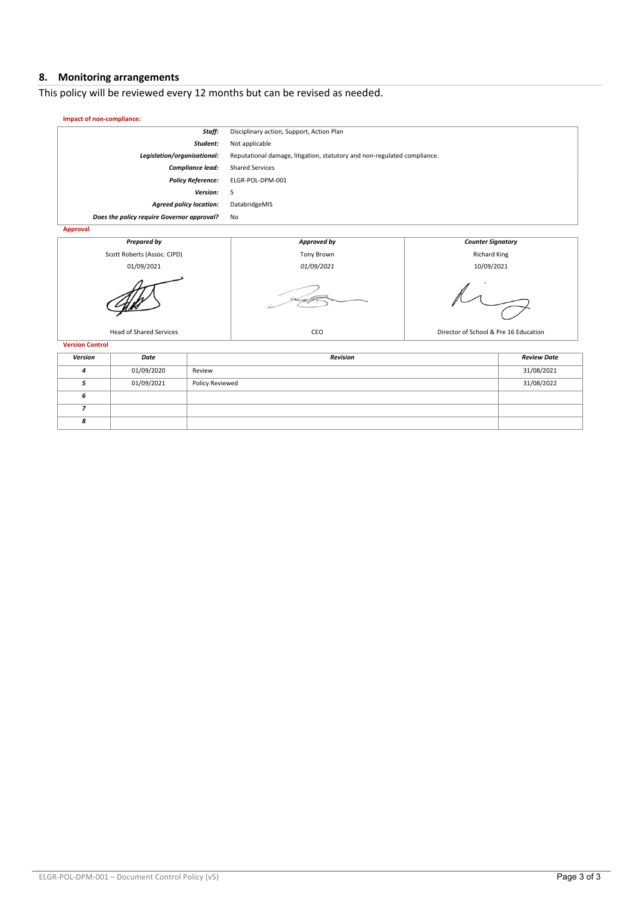## 8. Monitoring arrangements

This policy will be reviewed every 12 months but can be revised as needed.

**Impact of non-compliance:**

| | |
|---|---|
| ***Staff:*** | Disciplinary action, Support, Action Plan |
| ***Student:*** | Not applicable |
| ***Legislation/organisational:*** | Reputational damage, litigation, statutory and non-regulated compliance. |
| ***Compliance lead:*** | Shared Services |
| ***Policy Reference:*** | ELGR-POL-DPM-001 |
| ***Version:*** | 5 |
| ***Agreed policy location:*** | DatabridgeMIS |
| ***Does the policy require Governor approval?*** | No |

**Approval**

| *Prepared by* | *Approved by* | *Counter Signatory* |
|---|---|---|
| Scott Roberts (Assoc. CIPD) | Tony Brown | Richard King |
| 01/09/2021 | *01/09/2021* | 10/09/2021 |
| Head of Shared Services | CEO | Director of School & Pre 16 Education |

**Version Control**

| *Version* | *Date* | *Revision* | *Review Date* |
|---|---|---|---|
| *4* | 01/09/2020 | Review | 31/08/2021 |
| *5* | 01/09/2021 | Policy Reviewed | 31/08/2022 |
| *6* | | | |
| *7* | | | |
| *8* | | | |